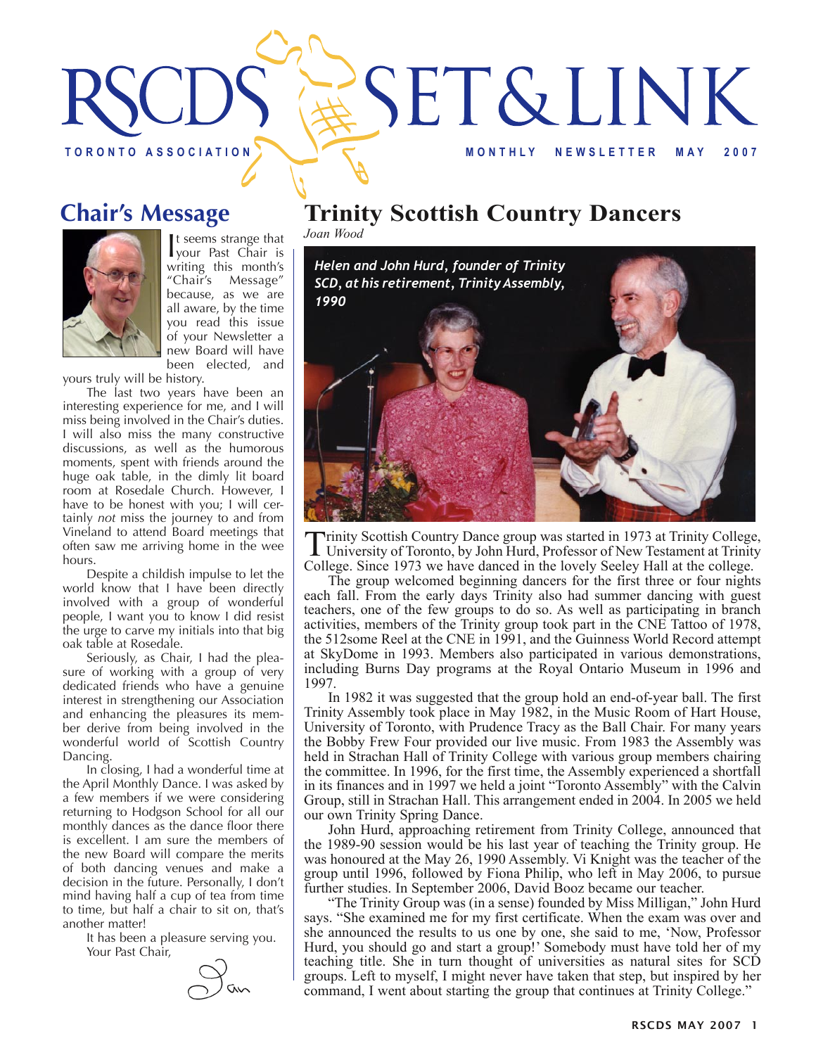# RSCDS SET & LINK

**TORONTO ASSOCIATION** — **MONTHLY NEWSLETTER MAY 2007**

## Chair's Message

It seems strange that your Past Chair is writing this month's "Chair's Message" because, as we are all aware, by the time you read this issue of your Newsletter a new Board will have been elected, and yours truly will be history.

The last two years have been an interesting experience for me, and I will miss being involved in the Chair's duties. I will also miss the many constructive discussions, as well as the humorous moments, spent with friends around the huge oak table, in the dimly lit board room at Rosedale Church. However, I have to be honest with you; I will certainly *not* miss the journey to and from Vineland to attend Board meetings that often saw me arriving home in the wee hours.

Despite a childish impulse to let the world know that I have been directly involved with a group of wonderful people, I want you to know I did resist the urge to carve my initials into that big oak table at Rosedale.

Seriously, as Chair, I had the pleasure of working with a group of very dedicated friends who have a genuine interest in strengthening our Association and enhancing the pleasures its member derive from being involved in the wonderful world of Scottish Country Dancing.

In closing, I had a wonderful time at the April Monthly Dance. I was asked by a few members if we were considering returning to Hodgson School for all our monthly dances as the dance floor there is excellent. I am sure the members of the new Board will compare the merits of both dancing venues and make a decision in the future. Personally, I don't mind having half a cup of tea from time to time, but half a chair to sit on, that's another matter!

It has been a pleasure serving you.
Your Past Chair,

Ian

## Trinity Scottish Country Dancers

*Joan Wood*

*Helen and John Hurd, founder of Trinity SCD, at his retirement, Trinity Assembly, 1990*

Trinity Scottish Country Dance group was started in 1973 at Trinity College, University of Toronto, by John Hurd, Professor of New Testament at Trinity College. Since 1973 we have danced in the lovely Seeley Hall at the college.

The group welcomed beginning dancers for the first three or four nights each fall. From the early days Trinity also had summer dancing with guest teachers, one of the few groups to do so. As well as participating in branch activities, members of the Trinity group took part in the CNE Tattoo of 1978, the 512some Reel at the CNE in 1991, and the Guinness World Record attempt at SkyDome in 1993. Members also participated in various demonstrations, including Burns Day programs at the Royal Ontario Museum in 1996 and 1997.

In 1982 it was suggested that the group hold an end-of-year ball. The first Trinity Assembly took place in May 1982, in the Music Room of Hart House, University of Toronto, with Prudence Tracy as the Ball Chair. For many years the Bobby Frew Four provided our live music. From 1983 the Assembly was held in Strachan Hall of Trinity College with various group members chairing the committee. In 1996, for the first time, the Assembly experienced a shortfall in its finances and in 1997 we held a joint "Toronto Assembly" with the Calvin Group, still in Strachan Hall. This arrangement ended in 2004. In 2005 we held our own Trinity Spring Dance.

John Hurd, approaching retirement from Trinity College, announced that the 1989-90 session would be his last year of teaching the Trinity group. He was honoured at the May 26, 1990 Assembly. Vi Knight was the teacher of the group until 1996, followed by Fiona Philip, who left in May 2006, to pursue further studies. In September 2006, David Booz became our teacher.

"The Trinity Group was (in a sense) founded by Miss Milligan," John Hurd says. "She examined me for my first certificate. When the exam was over and she announced the results to us one by one, she said to me, 'Now, Professor Hurd, you should go and start a group!' Somebody must have told her of my teaching title. She in turn thought of universities as natural sites for SCD groups. Left to myself, I might never have taken that step, but inspired by her command, I went about starting the group that continues at Trinity College."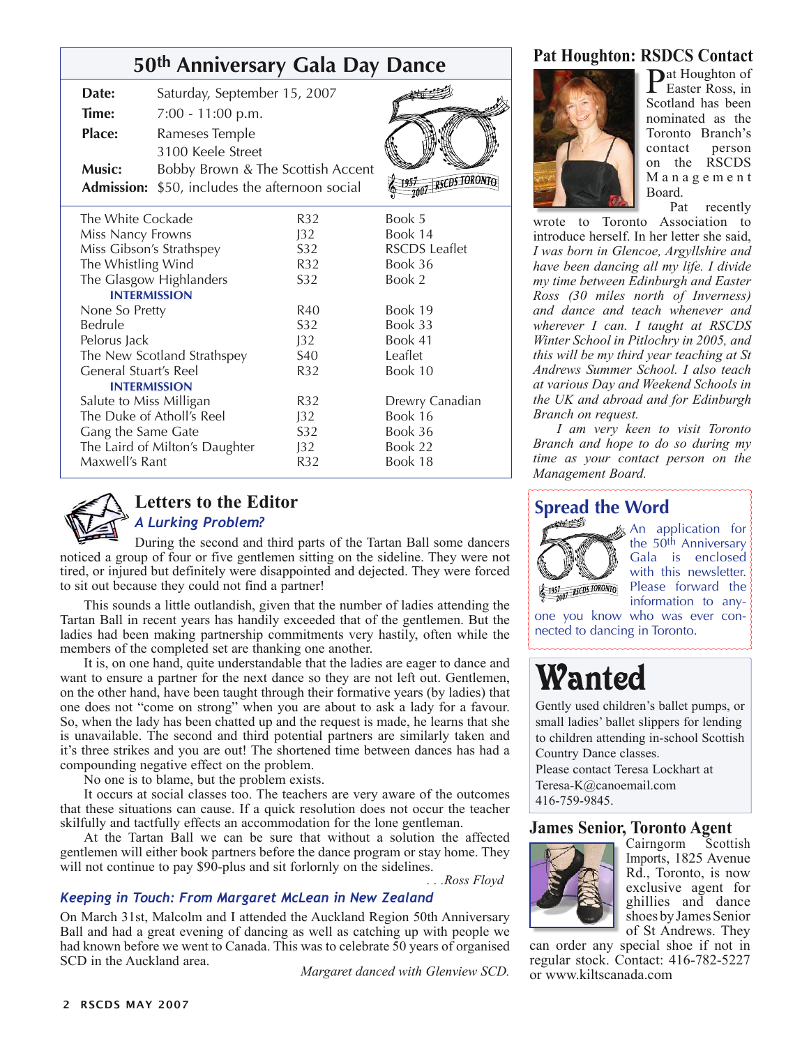## 50th Anniversary Gala Day Dance

**Date:** Saturday, September 15, 2007
**Time:** 7:00 - 11:00 p.m.
**Place:** Rameses Temple
3100 Keele Street
**Music:** Bobby Brown & The Scottish Accent
**Admission:** $50, includes the afternoon social

| Dance | Type | Source |
|---|---|---|
| The White Cockade | R32 | Book 5 |
| Miss Nancy Frowns | J32 | Book 14 |
| Miss Gibson's Strathspey | S32 | RSCDS Leaflet |
| The Whistling Wind | R32 | Book 36 |
| The Glasgow Highlanders | S32 | Book 2 |
| **INTERMISSION** | | |
| None So Pretty | R40 | Book 19 |
| Bedrule | S32 | Book 33 |
| Pelorus Jack | J32 | Book 41 |
| The New Scotland Strathspey | S40 | Leaflet |
| General Stuart's Reel | R32 | Book 10 |
| **INTERMISSION** | | |
| Salute to Miss Milligan | R32 | Drewry Canadian |
| The Duke of Atholl's Reel | J32 | Book 16 |
| Gang the Same Gate | S32 | Book 36 |
| The Laird of Milton's Daughter | J32 | Book 22 |
| Maxwell's Rant | R32 | Book 18 |

## Letters to the Editor

### *A Lurking Problem?*

During the second and third parts of the Tartan Ball some dancers noticed a group of four or five gentlemen sitting on the sideline. They were not tired, or injured but definitely were disappointed and dejected. They were forced to sit out because they could not find a partner!

This sounds a little outlandish, given that the number of ladies attending the Tartan Ball in recent years has handily exceeded that of the gentlemen. But the ladies had been making partnership commitments very hastily, often while the members of the completed set are thanking one another.

It is, on one hand, quite understandable that the ladies are eager to dance and want to ensure a partner for the next dance so they are not left out. Gentlemen, on the other hand, have been taught through their formative years (by ladies) that one does not "come on strong" when you are about to ask a lady for a favour. So, when the lady has been chatted up and the request is made, he learns that she is unavailable. The second and third potential partners are similarly taken and it's three strikes and you are out! The shortened time between dances has had a compounding negative effect on the problem.

No one is to blame, but the problem exists.

It occurs at social classes too. The teachers are very aware of the outcomes that these situations can cause. If a quick resolution does not occur the teacher skilfully and tactfully effects an accommodation for the lone gentleman.

At the Tartan Ball we can be sure that without a solution the affected gentlemen will either book partners before the dance program or stay home. They will not continue to pay $90-plus and sit forlornly on the sidelines.

*. . .Ross Floyd*

### *Keeping in Touch: From Margaret McLean in New Zealand*

On March 31st, Malcolm and I attended the Auckland Region 50th Anniversary Ball and had a great evening of dancing as well as catching up with people we had known before we went to Canada. This was to celebrate 50 years of organised SCD in the Auckland area.

*Margaret danced with Glenview SCD.*

## Pat Houghton: RSDCS Contact

Pat Houghton of Easter Ross, in Scotland has been nominated as the Toronto Branch's contact person on the RSCDS Management Board.

Pat recently wrote to Toronto Association to introduce herself. In her letter she said, *I was born in Glencoe, Argyllshire and have been dancing all my life. I divide my time between Edinburgh and Easter Ross (30 miles north of Inverness) and dance and teach whenever and wherever I can. I taught at RSCDS Winter School in Pitlochry in 2005, and this will be my third year teaching at St Andrews Summer School. I also teach at various Day and Weekend Schools in the UK and abroad and for Edinburgh Branch on request.*

*I am very keen to visit Toronto Branch and hope to do so during my time as your contact person on the Management Board.*

## Spread the Word

An application for the 50th Anniversary Gala is enclosed with this newsletter. Please forward the information to anyone you know who was ever connected to dancing in Toronto.

## Wanted

Gently used children's ballet pumps, or small ladies' ballet slippers for lending to children attending in-school Scottish Country Dance classes.
Please contact Teresa Lockhart at Teresa-K@canoemail.com 416-759-9845.

## James Senior, Toronto Agent

Cairngorm Scottish Imports, 1825 Avenue Rd., Toronto, is now exclusive agent for ghillies and dance shoes by James Senior of St Andrews. They can order any special shoe if not in regular stock. Contact: 416-782-5227 or www.kiltscanada.com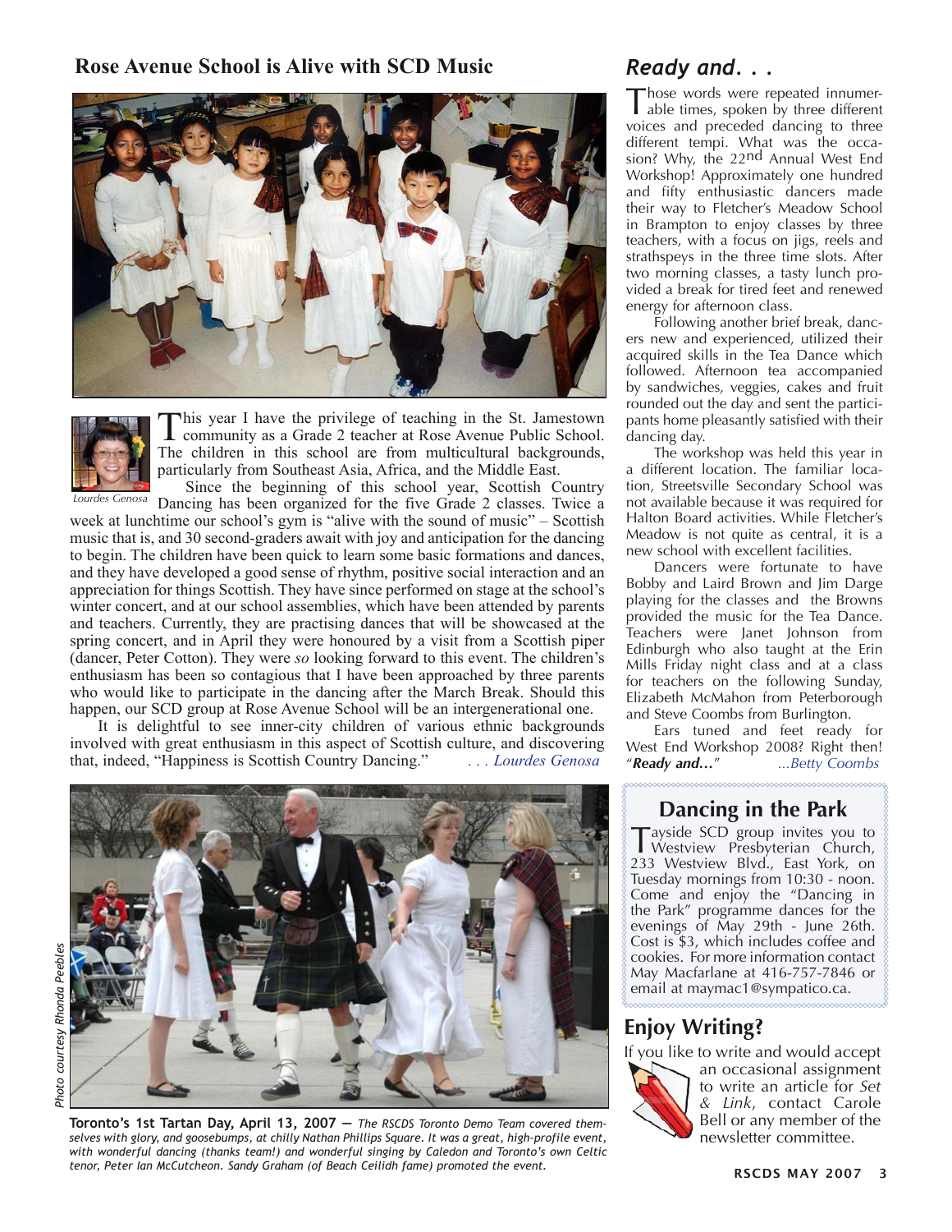## Rose Avenue School is Alive with SCD Music

*Lourdes Genosa*

This year I have the privilege of teaching in the St. Jamestown community as a Grade 2 teacher at Rose Avenue Public School. The children in this school are from multicultural backgrounds, particularly from Southeast Asia, Africa, and the Middle East.

Since the beginning of this school year, Scottish Country Dancing has been organized for the five Grade 2 classes. Twice a week at lunchtime our school's gym is "alive with the sound of music" – Scottish music that is, and 30 second-graders await with joy and anticipation for the dancing to begin. The children have been quick to learn some basic formations and dances, and they have developed a good sense of rhythm, positive social interaction and an appreciation for things Scottish. They have since performed on stage at the school's winter concert, and at our school assemblies, which have been attended by parents and teachers. Currently, they are practising dances that will be showcased at the spring concert, and in April they were honoured by a visit from a Scottish piper (dancer, Peter Cotton). They were *so* looking forward to this event. The children's enthusiasm has been so contagious that I have been approached by three parents who would like to participate in the dancing after the March Break. Should this happen, our SCD group at Rose Avenue School will be an intergenerational one.

It is delightful to see inner-city children of various ethnic backgrounds involved with great enthusiasm in this aspect of Scottish culture, and discovering that, indeed, "Happiness is Scottish Country Dancing." *. . . Lourdes Genosa*

*Photo courtesy Rhonda Peebles*

**Toronto's 1st Tartan Day, April 13, 2007 —** *The RSCDS Toronto Demo Team covered themselves with glory, and goosebumps, at chilly Nathan Phillips Square. It was a great, high-profile event, with wonderful dancing (thanks team!) and wonderful singing by Caledon and Toronto's own Celtic tenor, Peter Ian McCutcheon. Sandy Graham (of Beach Ceilidh fame) promoted the event.*

## *Ready and. . .*

Those words were repeated innumerable times, spoken by three different voices and preceded dancing to three different tempi. What was the occasion? Why, the 22nd Annual West End Workshop! Approximately one hundred and fifty enthusiastic dancers made their way to Fletcher's Meadow School in Brampton to enjoy classes by three teachers, with a focus on jigs, reels and strathspeys in the three time slots. After two morning classes, a tasty lunch provided a break for tired feet and renewed energy for afternoon class.

Following another brief break, dancers new and experienced, utilized their acquired skills in the Tea Dance which followed. Afternoon tea accompanied by sandwiches, veggies, cakes and fruit rounded out the day and sent the participants home pleasantly satisfied with their dancing day.

The workshop was held this year in a different location. The familiar location, Streetsville Secondary School was not available because it was required for Halton Board activities. While Fletcher's Meadow is not quite as central, it is a new school with excellent facilities.

Dancers were fortunate to have Bobby and Laird Brown and Jim Darge playing for the classes and the Browns provided the music for the Tea Dance. Teachers were Janet Johnson from Edinburgh who also taught at the Erin Mills Friday night class and at a class for teachers on the following Sunday, Elizabeth McMahon from Peterborough and Steve Coombs from Burlington.

Ears tuned and feet ready for West End Workshop 2008? Right then! "***Ready and...***" *...Betty Coombs*

## Dancing in the Park

Tayside SCD group invites you to Westview Presbyterian Church, 233 Westview Blvd., East York, on Tuesday mornings from 10:30 - noon. Come and enjoy the "Dancing in the Park" programme dances for the evenings of May 29th - June 26th. Cost is $3, which includes coffee and cookies. For more information contact May Macfarlane at 416-757-7846 or email at maymac1@sympatico.ca.

## Enjoy Writing?

If you like to write and would accept an occasional assignment to write an article for *Set & Link*, contact Carole Bell or any member of the newsletter committee.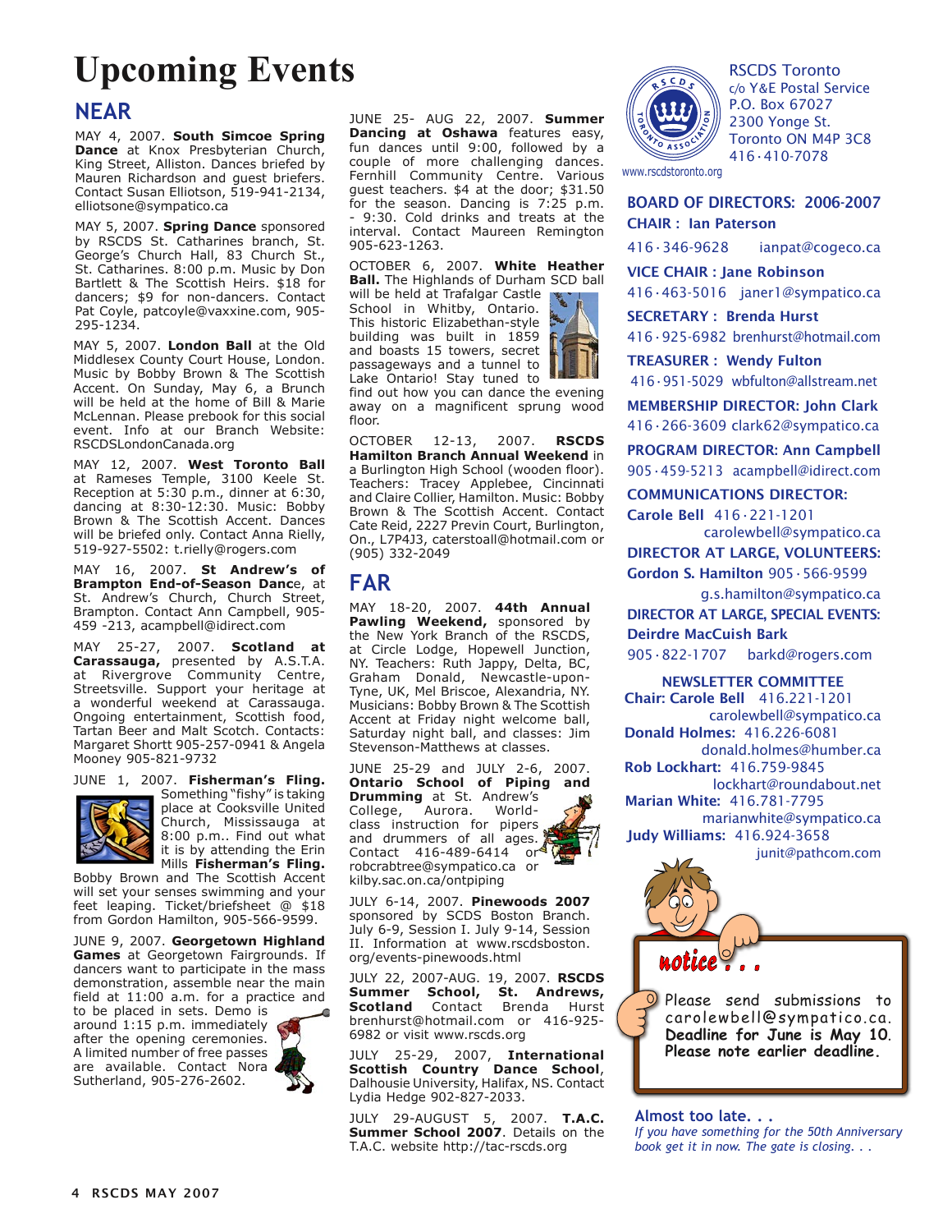# Upcoming Events

## NEAR

MAY 4, 2007. **South Simcoe Spring Dance** at Knox Presbyterian Church, King Street, Alliston. Dances briefed by Mauren Richardson and guest briefers. Contact Susan Elliotson, 519-941-2134, elliotsone@sympatico.ca

MAY 5, 2007. **Spring Dance** sponsored by RSCDS St. Catharines branch, St. George's Church Hall, 83 Church St., St. Catharines. 8:00 p.m. Music by Don Bartlett & The Scottish Heirs. $18 for dancers; $9 for non-dancers. Contact Pat Coyle, patcoyle@vaxxine.com, 905-295-1234.

MAY 5, 2007. **London Ball** at the Old Middlesex County Court House, London. Music by Bobby Brown & The Scottish Accent. On Sunday, May 6, a Brunch will be held at the home of Bill & Marie McLennan. Please prebook for this social event. Info at our Branch Website: RSCDSLondonCanada.org

MAY 12, 2007. **West Toronto Ball** at Rameses Temple, 3100 Keele St. Reception at 5:30 p.m., dinner at 6:30, dancing at 8:30-12:30. Music: Bobby Brown & The Scottish Accent. Dances will be briefed only. Contact Anna Rielly, 519-927-5502: t.rielly@rogers.com

MAY 16, 2007. **St Andrew's of Brampton End-of-Season Danc**e, at St. Andrew's Church, Church Street, Brampton. Contact Ann Campbell, 905-459 -213, acampbell@idirect.com

MAY 25-27, 2007. **Scotland at Carassauga,** presented by A.S.T.A. at Rivergrove Community Centre, Streetsville. Support your heritage at a wonderful weekend at Carassauga. Ongoing entertainment, Scottish food, Tartan Beer and Malt Scotch. Contacts: Margaret Shortt 905-257-0541 & Angela Mooney 905-821-9732

JUNE 1, 2007. **Fisherman's Fling.** Something "fishy" is taking place at Cooksville United Church, Mississauga at 8:00 p.m.. Find out what it is by attending the Erin Mills **Fisherman's Fling.** Bobby Brown and The Scottish Accent will set your senses swimming and your feet leaping. Ticket/briefsheet @ $18 from Gordon Hamilton, 905-566-9599.

JUNE 9, 2007. **Georgetown Highland Games** at Georgetown Fairgrounds. If dancers want to participate in the mass demonstration, assemble near the main field at 11:00 a.m. for a practice and to be placed in sets. Demo is around 1:15 p.m. immediately after the opening ceremonies. A limited number of free passes are available. Contact Nora Sutherland, 905-276-2602.

JUNE 25- AUG 22, 2007. **Summer Dancing at Oshawa** features easy, fun dances until 9:00, followed by a couple of more challenging dances. Fernhill Community Centre. Various guest teachers. $4 at the door; $31.50 for the season. Dancing is 7:25 p.m. - 9:30. Cold drinks and treats at the interval. Contact Maureen Remington 905-623-1263.

OCTOBER 6, 2007. **White Heather Ball.** The Highlands of Durham SCD ball will be held at Trafalgar Castle School in Whitby, Ontario. This historic Elizabethan-style building was built in 1859 and boasts 15 towers, secret passageways and a tunnel to Lake Ontario! Stay tuned to find out how you can dance the evening away on a magnificent sprung wood floor.

OCTOBER 12-13, 2007. **RSCDS Hamilton Branch Annual Weekend** in a Burlington High School (wooden floor). Teachers: Tracey Applebee, Cincinnati and Claire Collier, Hamilton. Music: Bobby Brown & The Scottish Accent. Contact Cate Reid, 2227 Previn Court, Burlington, On., L7P4J3, caterstoall@hotmail.com or (905) 332-2049

## FAR

MAY 18-20, 2007. **44th Annual Pawling Weekend,** sponsored by the New York Branch of the RSCDS, at Circle Lodge, Hopewell Junction, NY. Teachers: Ruth Jappy, Delta, BC, Graham Donald, Newcastle-upon-Tyne, UK, Mel Briscoe, Alexandria, NY. Musicians: Bobby Brown & The Scottish Accent at Friday night welcome ball, Saturday night ball, and classes: Jim Stevenson-Matthews at classes.

JUNE 25-29 and JULY 2-6, 2007. **Ontario School of Piping and Drumming** at St. Andrew's College, Aurora. World-class instruction for pipers and drummers of all ages. Contact 416-489-6414 or robcrabtree@sympatico.ca or kilby.sac.on.ca/ontpiping

JULY 6-14, 2007. **Pinewoods 2007** sponsored by SCDS Boston Branch. July 6-9, Session I. July 9-14, Session II. Information at www.rscdsboston.org/events-pinewoods.html

JULY 22, 2007-AUG. 19, 2007. **RSCDS Summer School, St. Andrews, Scotland** Contact Brenda Hurst brenhurst@hotmail.com or 416-925-6982 or visit www.rscds.org

JULY 25-29, 2007, **International Scottish Country Dance School**, Dalhousie University, Halifax, NS. Contact Lydia Hedge 902-827-2033.

JULY 29-AUGUST 5, 2007. **T.A.C. Summer School 2007**. Details on the T.A.C. website http://tac-rscds.org

---

RSCDS Toronto
c/o Y&E Postal Service
P.O. Box 67027
2300 Yonge St.
Toronto ON M4P 3C8
416·410-7078
www.rscdstoronto.org

**BOARD OF DIRECTORS: 2006-2007**

**CHAIR : Ian Paterson**
416·346-9628 ianpat@cogeco.ca

**VICE CHAIR : Jane Robinson**
416·463-5016 janer1@sympatico.ca

**SECRETARY : Brenda Hurst**
416·925-6982 brenhurst@hotmail.com

**TREASURER : Wendy Fulton**
416·951-5029 wbfulton@allstream.net

**MEMBERSHIP DIRECTOR: John Clark**
416·266-3609 clark62@sympatico.ca

**PROGRAM DIRECTOR: Ann Campbell**
905·459-5213 acampbell@idirect.com

**COMMUNICATIONS DIRECTOR:**
**Carole Bell** 416·221-1201
carolewbell@sympatico.ca

**DIRECTOR AT LARGE, VOLUNTEERS:**
**Gordon S. Hamilton** 905·566-9599
g.s.hamilton@sympatico.ca

**DIRECTOR AT LARGE, SPECIAL EVENTS:**
**Deirdre MacCuish Bark**
905·822-1707 barkd@rogers.com

**NEWSLETTER COMMITTEE**

**Chair: Carole Bell** 416.221-1201
carolewbell@sympatico.ca

**Donald Holmes:** 416.226-6081
donald.holmes@humber.ca

**Rob Lockhart:** 416.759-9845
lockhart@roundabout.net

**Marian White:** 416.781-7795
marianwhite@sympatico.ca

**Judy Williams:** 416.924-3658
junit@pathcom.com

**notice . . .**

Please send submissions to carolewbell@sympatico.ca.
**Deadline for June is May 10.**
**Please note earlier deadline.**

**Almost too late. . .**
*If you have something for the 50th Anniversary book get it in now. The gate is closing. . .*